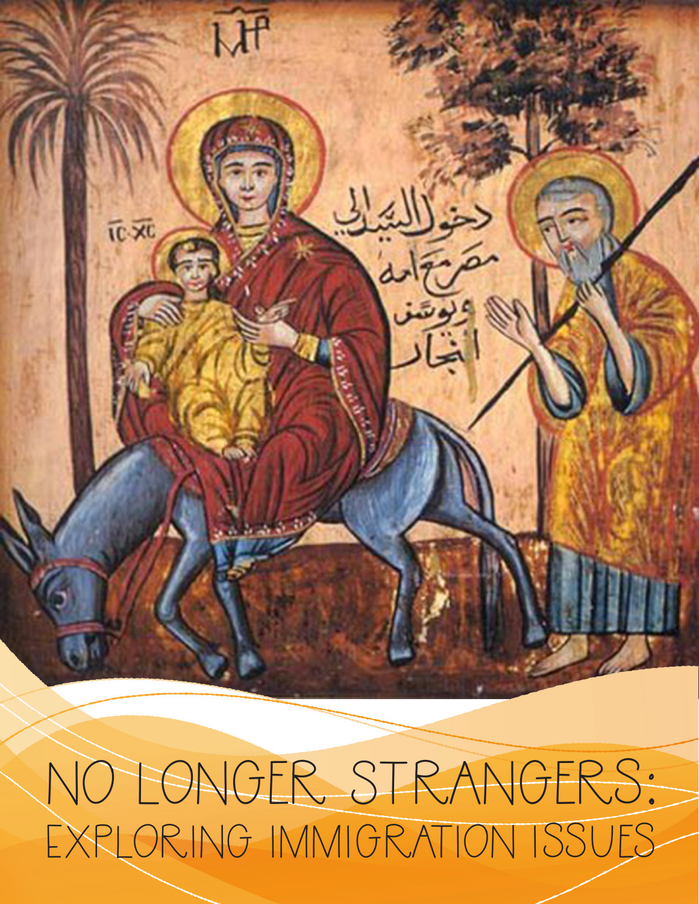# NO LONGER STRANGERS:

## EXPLORING IMMIGRATION ISSUES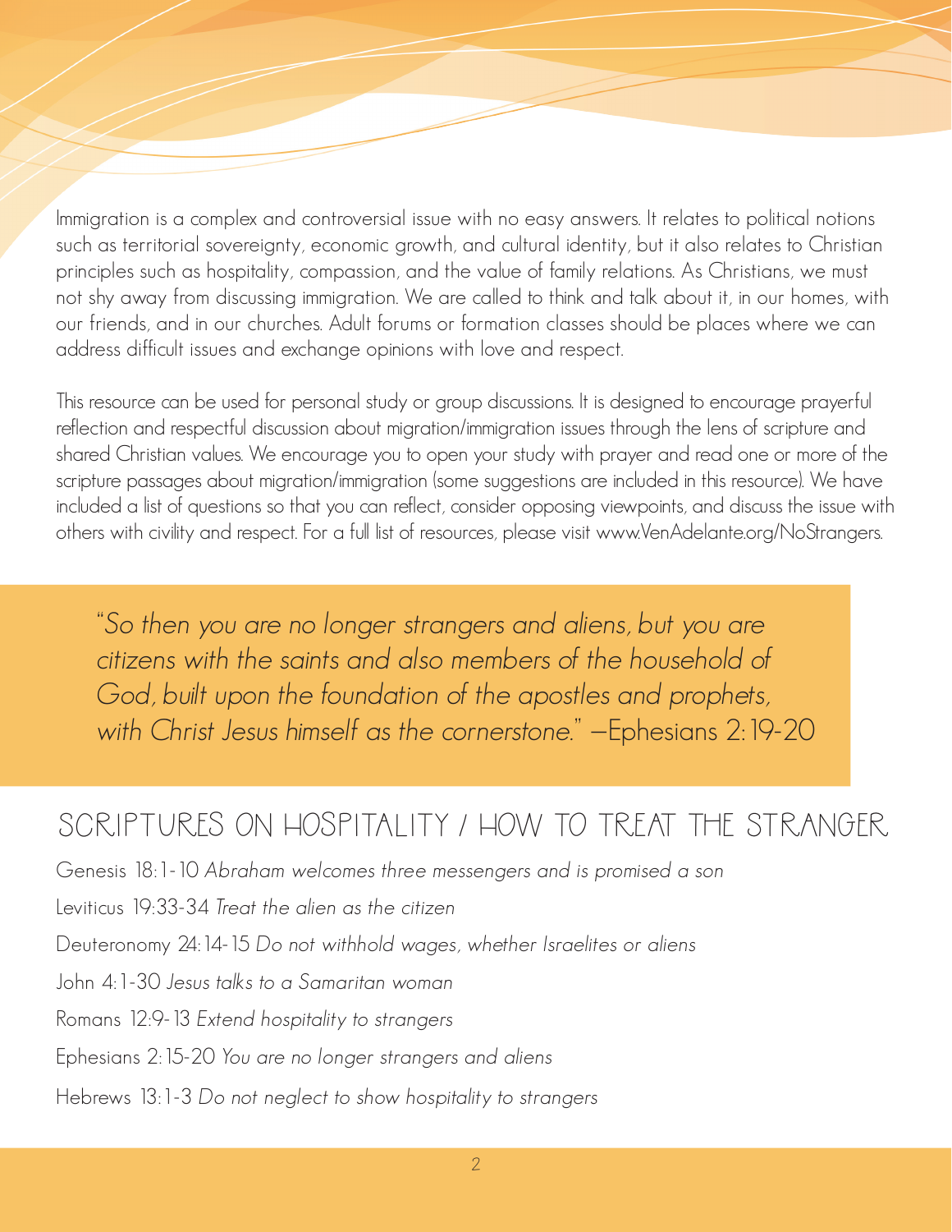Immigration is a complex and controversial issue with no easy answers. It relates to political notions such as territorial sovereignty, economic growth, and cultural identity, but it also relates to Christian principles such as hospitality, compassion, and the value of family relations. As Christians, we must not shy away from discussing immigration. We are called to think and talk about it, in our homes, with our friends, and in our churches. Adult forums or formation classes should be places where we can address difficult issues and exchange opinions with love and respect.

This resource can be used for personal study or group discussions. It is designed to encourage prayerful reflection and respectful discussion about migration/immigration issues through the lens of scripture and shared Christian values. We encourage you to open your study with prayer and read one or more of the scripture passages about migration/immigration (some suggestions are included in this resource). We have included a list of questions so that you can reflect, consider opposing viewpoints, and discuss the issue with others with civility and respect. For a full list of resources, please visit www.VenAdelante.org/NoStrangers.

> *"So then you are no longer strangers and aliens, but you are citizens with the saints and also members of the household of God, built upon the foundation of the apostles and prophets, with Christ Jesus himself as the cornerstone."* —Ephesians 2:19-20

## SCRIPTURES ON HOSPITALITY / HOW TO TREAT THE STRANGER

Genesis 18:1-10 *Abraham welcomes three messengers and is promised a son*

Leviticus 19:33-34 *Treat the alien as the citizen*

Deuteronomy 24:14-15 *Do not withhold wages, whether Israelites or aliens*

John 4:1-30 *Jesus talks to a Samaritan woman*

Romans 12:9-13 *Extend hospitality to strangers*

Ephesians 2:15-20 *You are no longer strangers and aliens*

Hebrews 13:1-3 *Do not neglect to show hospitality to strangers*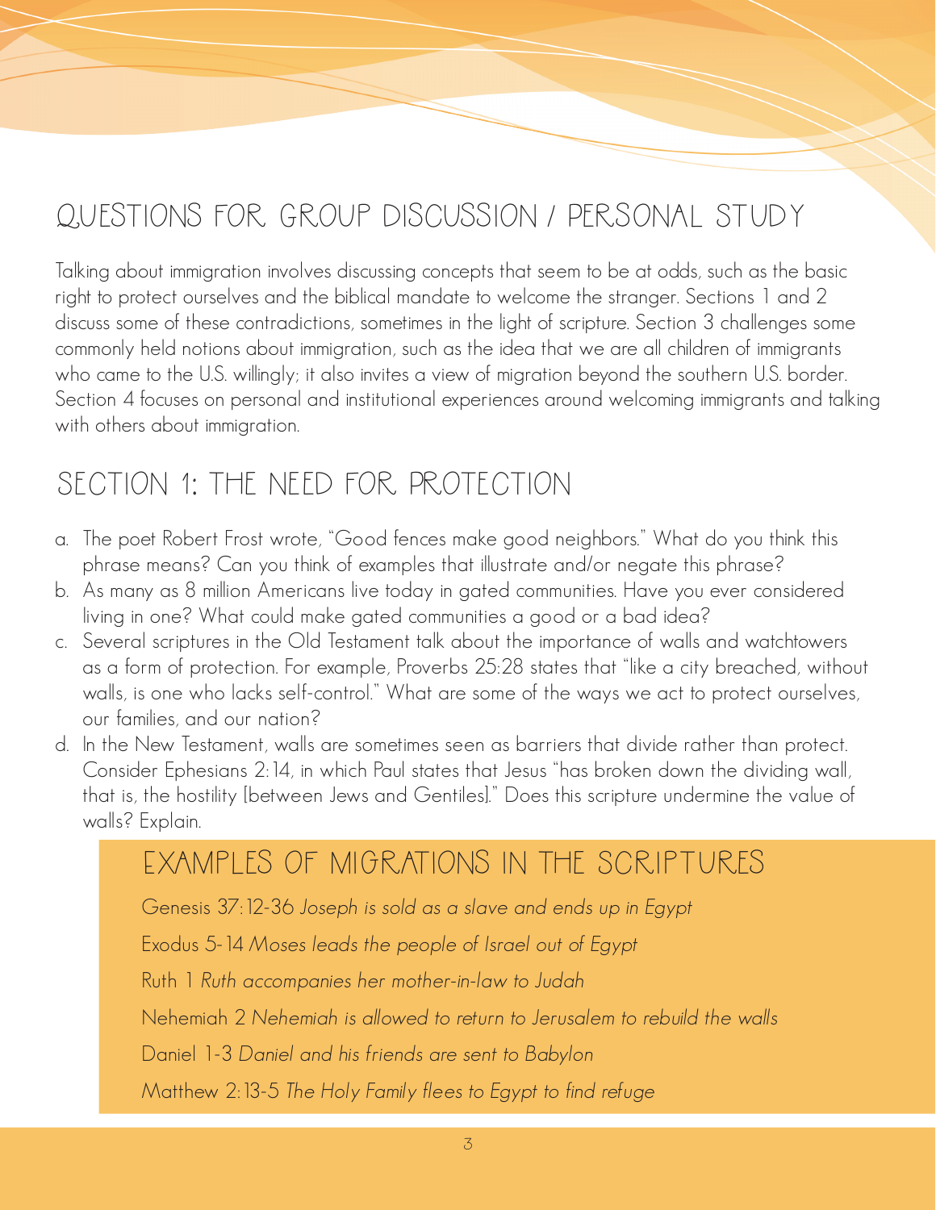# QUESTIONS FOR GROUP DISCUSSION / PERSONAL STUDY

Talking about immigration involves discussing concepts that seem to be at odds, such as the basic right to protect ourselves and the biblical mandate to welcome the stranger. Sections 1 and 2 discuss some of these contradictions, sometimes in the light of scripture. Section 3 challenges some commonly held notions about immigration, such as the idea that we are all children of immigrants who came to the U.S. willingly; it also invites a view of migration beyond the southern U.S. border. Section 4 focuses on personal and institutional experiences around welcoming immigrants and talking with others about immigration.

## SECTION 1: THE NEED FOR PROTECTION

a. The poet Robert Frost wrote, "Good fences make good neighbors." What do you think this phrase means? Can you think of examples that illustrate and/or negate this phrase?

b. As many as 8 million Americans live today in gated communities. Have you ever considered living in one? What could make gated communities a good or a bad idea?

c. Several scriptures in the Old Testament talk about the importance of walls and watchtowers as a form of protection. For example, Proverbs 25:28 states that "like a city breached, without walls, is one who lacks self-control." What are some of the ways we act to protect ourselves, our families, and our nation?

d. In the New Testament, walls are sometimes seen as barriers that divide rather than protect. Consider Ephesians 2:14, in which Paul states that Jesus "has broken down the dividing wall, that is, the hostility [between Jews and Gentiles]." Does this scripture undermine the value of walls? Explain.

### EXAMPLES OF MIGRATIONS IN THE SCRIPTURES

Genesis 37:12-36 *Joseph is sold as a slave and ends up in Egypt*

Exodus 5-14 *Moses leads the people of Israel out of Egypt*

Ruth 1 *Ruth accompanies her mother-in-law to Judah*

Nehemiah 2 *Nehemiah is allowed to return to Jerusalem to rebuild the walls*

Daniel 1-3 *Daniel and his friends are sent to Babylon*

Matthew 2:13-5 *The Holy Family flees to Egypt to find refuge*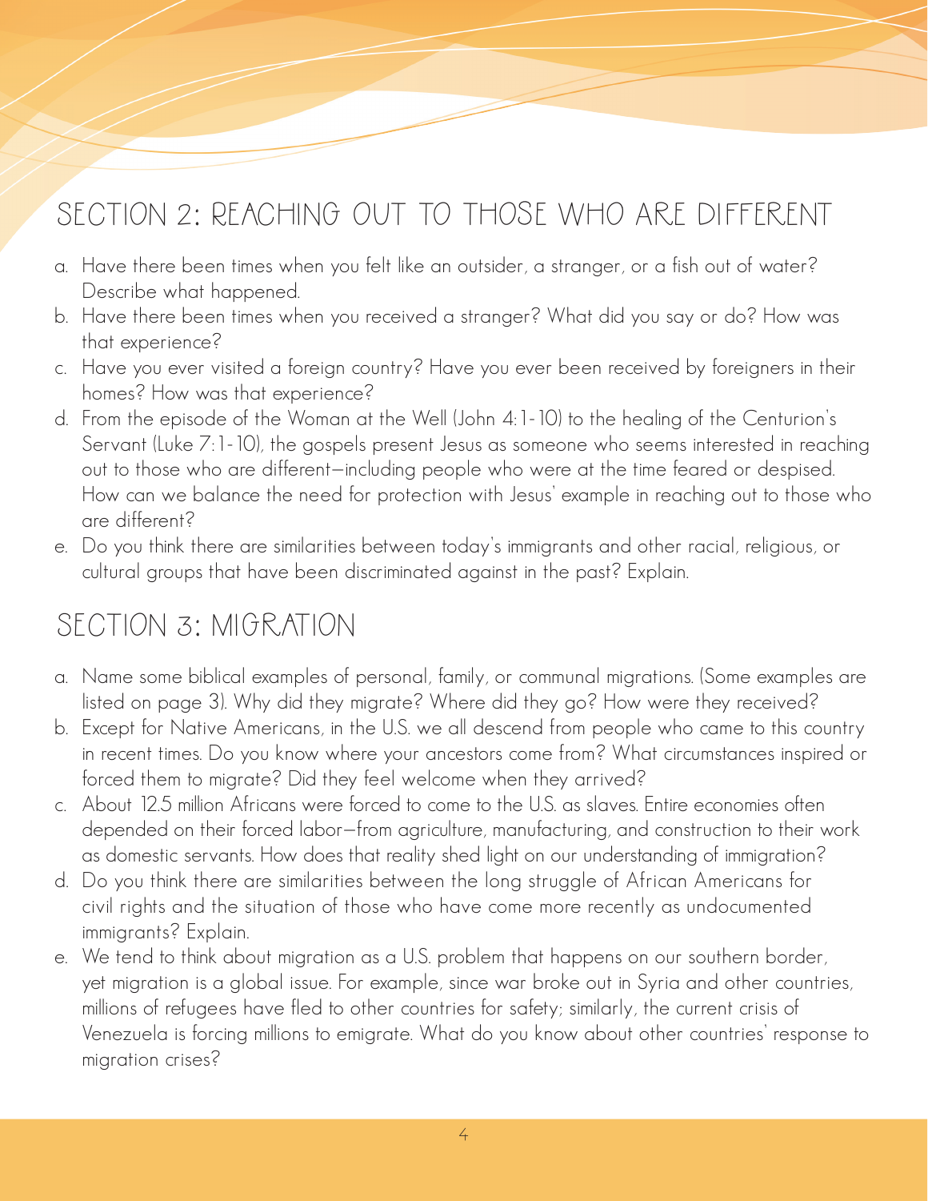## SECTION 2: REACHING OUT TO THOSE WHO ARE DIFFERENT

a. Have there been times when you felt like an outsider, a stranger, or a fish out of water? Describe what happened.
b. Have there been times when you received a stranger? What did you say or do? How was that experience?
c. Have you ever visited a foreign country? Have you ever been received by foreigners in their homes? How was that experience?
d. From the episode of the Woman at the Well (John 4:1-10) to the healing of the Centurion's Servant (Luke 7:1-10), the gospels present Jesus as someone who seems interested in reaching out to those who are different—including people who were at the time feared or despised. How can we balance the need for protection with Jesus' example in reaching out to those who are different?
e. Do you think there are similarities between today's immigrants and other racial, religious, or cultural groups that have been discriminated against in the past? Explain.

## SECTION 3: MIGRATION

a. Name some biblical examples of personal, family, or communal migrations. (Some examples are listed on page 3). Why did they migrate? Where did they go? How were they received?
b. Except for Native Americans, in the U.S. we all descend from people who came to this country in recent times. Do you know where your ancestors come from? What circumstances inspired or forced them to migrate? Did they feel welcome when they arrived?
c. About 12.5 million Africans were forced to come to the U.S. as slaves. Entire economies often depended on their forced labor—from agriculture, manufacturing, and construction to their work as domestic servants. How does that reality shed light on our understanding of immigration?
d. Do you think there are similarities between the long struggle of African Americans for civil rights and the situation of those who have come more recently as undocumented immigrants? Explain.
e. We tend to think about migration as a U.S. problem that happens on our southern border, yet migration is a global issue. For example, since war broke out in Syria and other countries, millions of refugees have fled to other countries for safety; similarly, the current crisis of Venezuela is forcing millions to emigrate. What do you know about other countries' response to migration crises?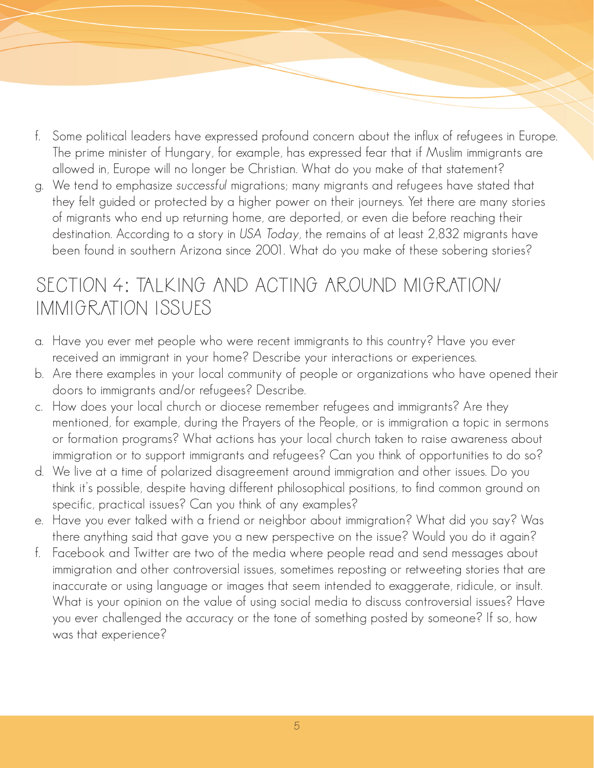f. Some political leaders have expressed profound concern about the influx of refugees in Europe. The prime minister of Hungary, for example, has expressed fear that if Muslim immigrants are allowed in, Europe will no longer be Christian. What do you make of that statement?

g. We tend to emphasize *successful* migrations; many migrants and refugees have stated that they felt guided or protected by a higher power on their journeys. Yet there are many stories of migrants who end up returning home, are deported, or even die before reaching their destination. According to a story in *USA Today*, the remains of at least 2,832 migrants have been found in southern Arizona since 2001. What do you make of these sobering stories?

## SECTION 4: TALKING AND ACTING AROUND MIGRATION/IMMIGRATION ISSUES

a. Have you ever met people who were recent immigrants to this country? Have you ever received an immigrant in your home? Describe your interactions or experiences.

b. Are there examples in your local community of people or organizations who have opened their doors to immigrants and/or refugees? Describe.

c. How does your local church or diocese remember refugees and immigrants? Are they mentioned, for example, during the Prayers of the People, or is immigration a topic in sermons or formation programs? What actions has your local church taken to raise awareness about immigration or to support immigrants and refugees? Can you think of opportunities to do so?

d. We live at a time of polarized disagreement around immigration and other issues. Do you think it's possible, despite having different philosophical positions, to find common ground on specific, practical issues? Can you think of any examples?

e. Have you ever talked with a friend or neighbor about immigration? What did you say? Was there anything said that gave you a new perspective on the issue? Would you do it again?

f. Facebook and Twitter are two of the media where people read and send messages about immigration and other controversial issues, sometimes reposting or retweeting stories that are inaccurate or using language or images that seem intended to exaggerate, ridicule, or insult. What is your opinion on the value of using social media to discuss controversial issues? Have you ever challenged the accuracy or the tone of something posted by someone? If so, how was that experience?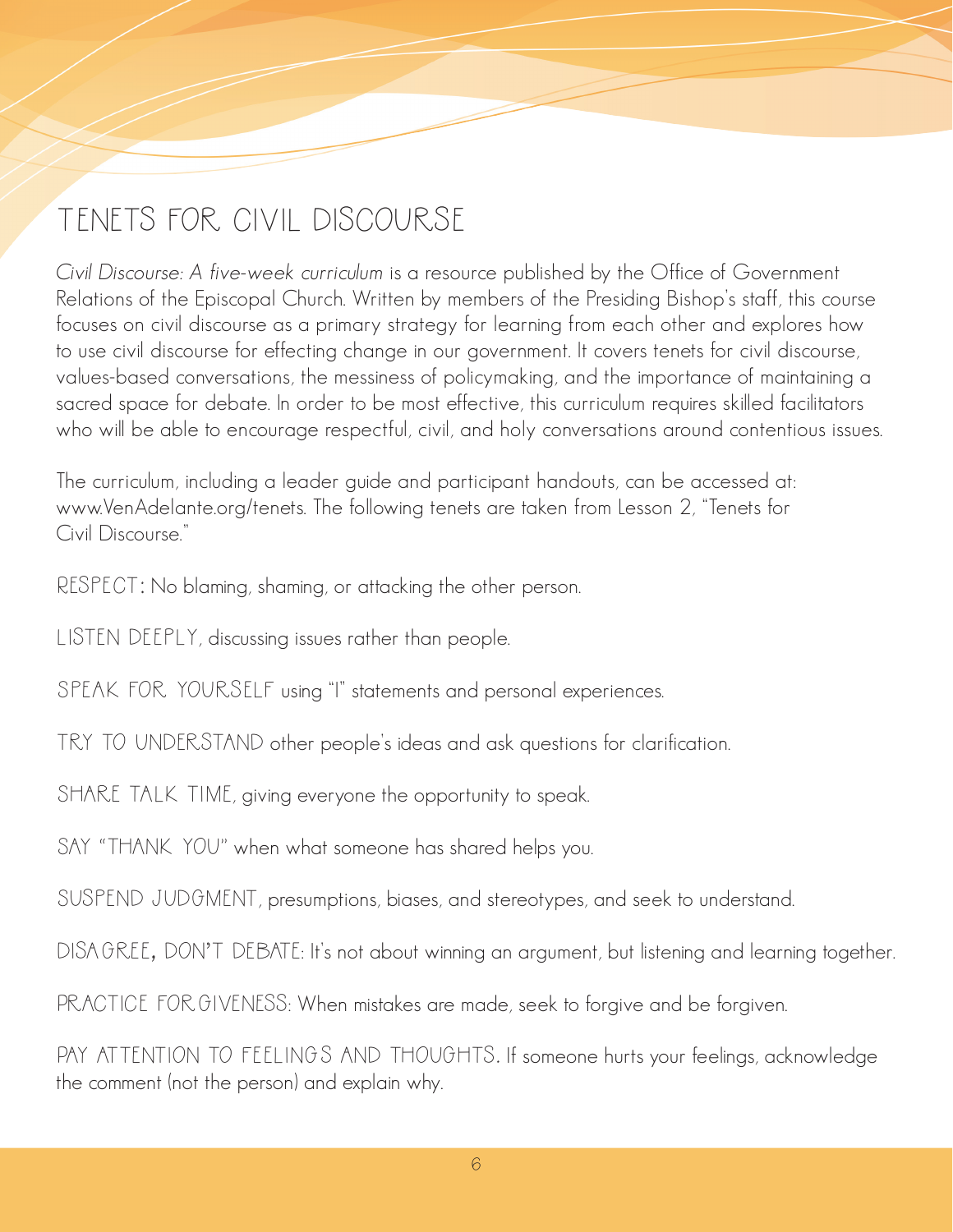# TENETS FOR CIVIL DISCOURSE

*Civil Discourse: A five-week curriculum* is a resource published by the Office of Government Relations of the Episcopal Church. Written by members of the Presiding Bishop's staff, this course focuses on civil discourse as a primary strategy for learning from each other and explores how to use civil discourse for effecting change in our government. It covers tenets for civil discourse, values-based conversations, the messiness of policymaking, and the importance of maintaining a sacred space for debate. In order to be most effective, this curriculum requires skilled facilitators who will be able to encourage respectful, civil, and holy conversations around contentious issues.

The curriculum, including a leader guide and participant handouts, can be accessed at: www.VenAdelante.org/tenets. The following tenets are taken from Lesson 2, "Tenets for Civil Discourse."

RESPECT: No blaming, shaming, or attacking the other person.

LISTEN DEEPLY, discussing issues rather than people.

SPEAK FOR YOURSELF using "I" statements and personal experiences.

TRY TO UNDERSTAND other people's ideas and ask questions for clarification.

SHARE TALK TIME, giving everyone the opportunity to speak.

SAY "THANK YOU" when what someone has shared helps you.

SUSPEND JUDGMENT, presumptions, biases, and stereotypes, and seek to understand.

DISAGREE, DON'T DEBATE: It's not about winning an argument, but listening and learning together.

PRACTICE FORGIVENESS: When mistakes are made, seek to forgive and be forgiven.

PAY ATTENTION TO FEELINGS AND THOUGHTS. If someone hurts your feelings, acknowledge the comment (not the person) and explain why.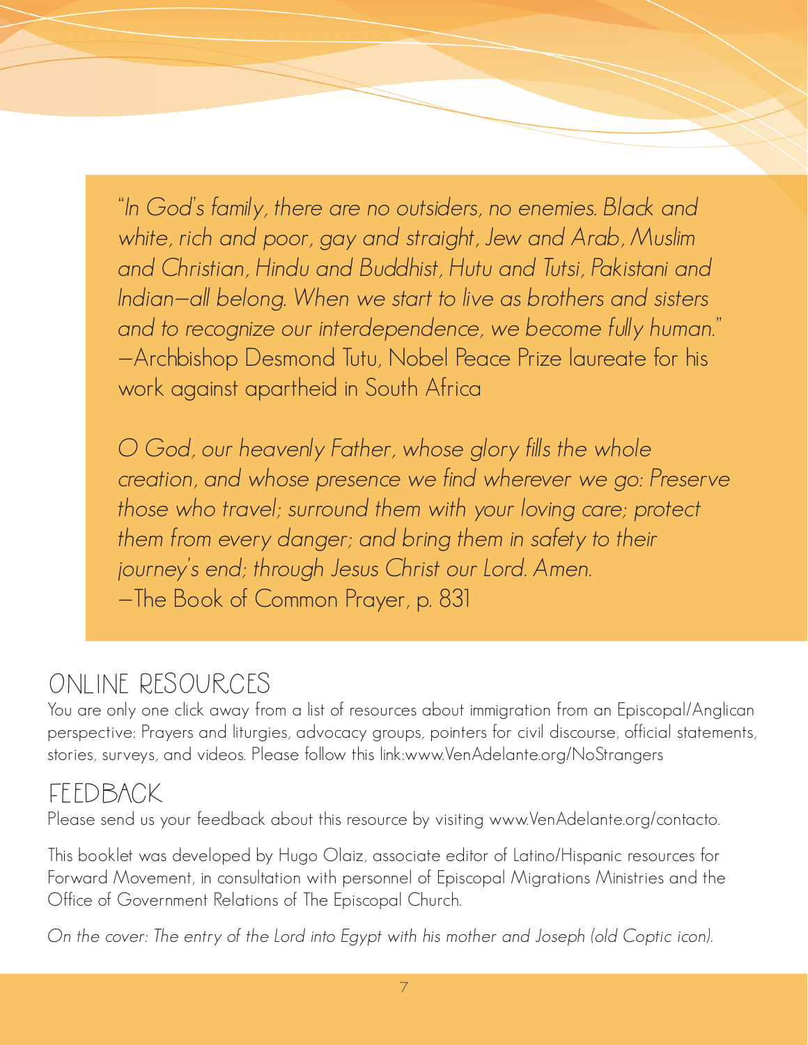*"In God's family, there are no outsiders, no enemies. Black and white, rich and poor, gay and straight, Jew and Arab, Muslim and Christian, Hindu and Buddhist, Hutu and Tutsi, Pakistani and Indian—all belong. When we start to live as brothers and sisters and to recognize our interdependence, we become fully human."*
—Archbishop Desmond Tutu, Nobel Peace Prize laureate for his work against apartheid in South Africa

*O God, our heavenly Father, whose glory fills the whole creation, and whose presence we find wherever we go: Preserve those who travel; surround them with your loving care; protect them from every danger; and bring them in safety to their journey's end; through Jesus Christ our Lord. Amen.*
—The Book of Common Prayer, p. 831

## ONLINE RESOURCES

You are only one click away from a list of resources about immigration from an Episcopal/Anglican perspective: Prayers and liturgies, advocacy groups, pointers for civil discourse, official statements, stories, surveys, and videos. Please follow this link:www.VenAdelante.org/NoStrangers

## FEEDBACK

Please send us your feedback about this resource by visiting www.VenAdelante.org/contacto.

This booklet was developed by Hugo Olaiz, associate editor of Latino/Hispanic resources for Forward Movement, in consultation with personnel of Episcopal Migrations Ministries and the Office of Government Relations of The Episcopal Church.

*On the cover: The entry of the Lord into Egypt with his mother and Joseph (old Coptic icon).*